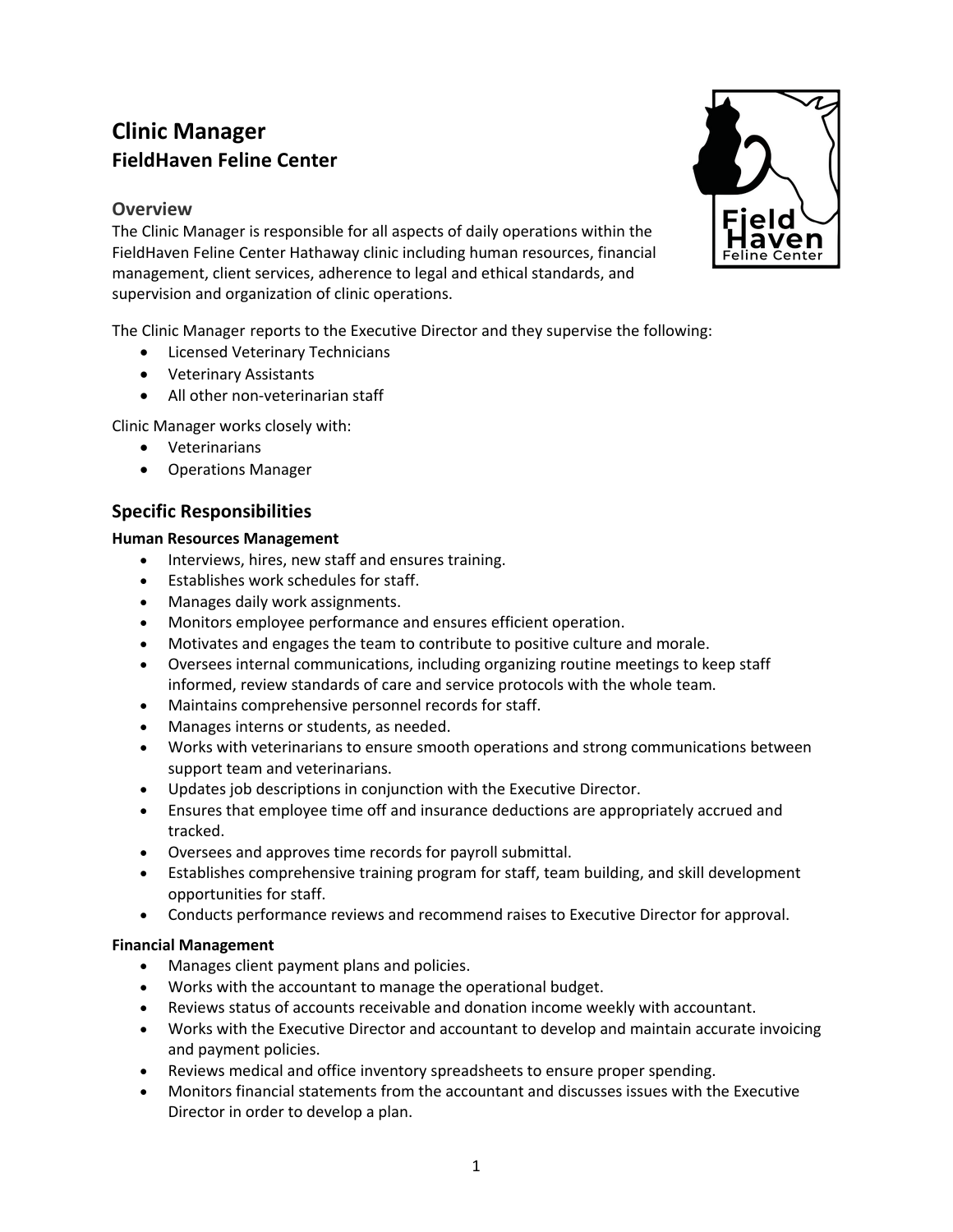# Clinic Manager

## FieldHaven Feline Center

### Overview

The Clinic Manager is responsible for all aspects of daily operations within the FieldHaven Feline Center Hathaway clinic including human resources, financial management, client services, adherence to legal and ethical standards, and supervision and organization of clinic operations.

The Clinic Manager reports to the Executive Director and they supervise the following:

- Licensed Veterinary Technicians
- Veterinary Assistants
- All other non-veterinarian staff

Clinic Manager works closely with:

- Veterinarians
- Operations Manager

## Specific Responsibilities

**Human Resources Management**

- Interviews, hires, new staff and ensures training.
- Establishes work schedules for staff.
- Manages daily work assignments.
- Monitors employee performance and ensures efficient operation.
- Motivates and engages the team to contribute to positive culture and morale.
- Oversees internal communications, including organizing routine meetings to keep staff informed, review standards of care and service protocols with the whole team.
- Maintains comprehensive personnel records for staff.
- Manages interns or students, as needed.
- Works with veterinarians to ensure smooth operations and strong communications between support team and veterinarians.
- Updates job descriptions in conjunction with the Executive Director.
- Ensures that employee time off and insurance deductions are appropriately accrued and tracked.
- Oversees and approves time records for payroll submittal.
- Establishes comprehensive training program for staff, team building, and skill development opportunities for staff.
- Conducts performance reviews and recommend raises to Executive Director for approval.

**Financial Management**

- Manages client payment plans and policies.
- Works with the accountant to manage the operational budget.
- Reviews status of accounts receivable and donation income weekly with accountant.
- Works with the Executive Director and accountant to develop and maintain accurate invoicing and payment policies.
- Reviews medical and office inventory spreadsheets to ensure proper spending.
- Monitors financial statements from the accountant and discusses issues with the Executive Director in order to develop a plan.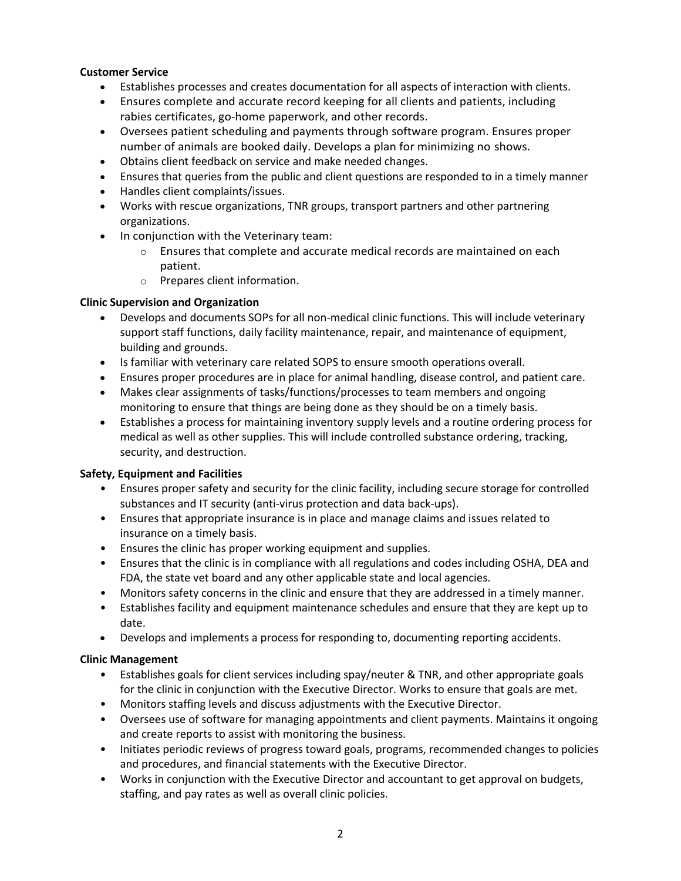**Customer Service**

- Establishes processes and creates documentation for all aspects of interaction with clients.
- Ensures complete and accurate record keeping for all clients and patients, including rabies certificates, go-home paperwork, and other records.
- Oversees patient scheduling and payments through software program. Ensures proper number of animals are booked daily. Develops a plan for minimizing no shows.
- Obtains client feedback on service and make needed changes.
- Ensures that queries from the public and client questions are responded to in a timely manner
- Handles client complaints/issues.
- Works with rescue organizations, TNR groups, transport partners and other partnering organizations.
- In conjunction with the Veterinary team:
    - Ensures that complete and accurate medical records are maintained on each patient.
    - Prepares client information.

**Clinic Supervision and Organization**

- Develops and documents SOPs for all non-medical clinic functions. This will include veterinary support staff functions, daily facility maintenance, repair, and maintenance of equipment, building and grounds.
- Is familiar with veterinary care related SOPS to ensure smooth operations overall.
- Ensures proper procedures are in place for animal handling, disease control, and patient care.
- Makes clear assignments of tasks/functions/processes to team members and ongoing monitoring to ensure that things are being done as they should be on a timely basis.
- Establishes a process for maintaining inventory supply levels and a routine ordering process for medical as well as other supplies. This will include controlled substance ordering, tracking, security, and destruction.

**Safety, Equipment and Facilities**

- Ensures proper safety and security for the clinic facility, including secure storage for controlled substances and IT security (anti-virus protection and data back-ups).
- Ensures that appropriate insurance is in place and manage claims and issues related to insurance on a timely basis.
- Ensures the clinic has proper working equipment and supplies.
- Ensures that the clinic is in compliance with all regulations and codes including OSHA, DEA and FDA, the state vet board and any other applicable state and local agencies.
- Monitors safety concerns in the clinic and ensure that they are addressed in a timely manner.
- Establishes facility and equipment maintenance schedules and ensure that they are kept up to date.
- Develops and implements a process for responding to, documenting reporting accidents.

**Clinic Management**

- Establishes goals for client services including spay/neuter & TNR, and other appropriate goals for the clinic in conjunction with the Executive Director. Works to ensure that goals are met.
- Monitors staffing levels and discuss adjustments with the Executive Director.
- Oversees use of software for managing appointments and client payments. Maintains it ongoing and create reports to assist with monitoring the business.
- Initiates periodic reviews of progress toward goals, programs, recommended changes to policies and procedures, and financial statements with the Executive Director.
- Works in conjunction with the Executive Director and accountant to get approval on budgets, staffing, and pay rates as well as overall clinic policies.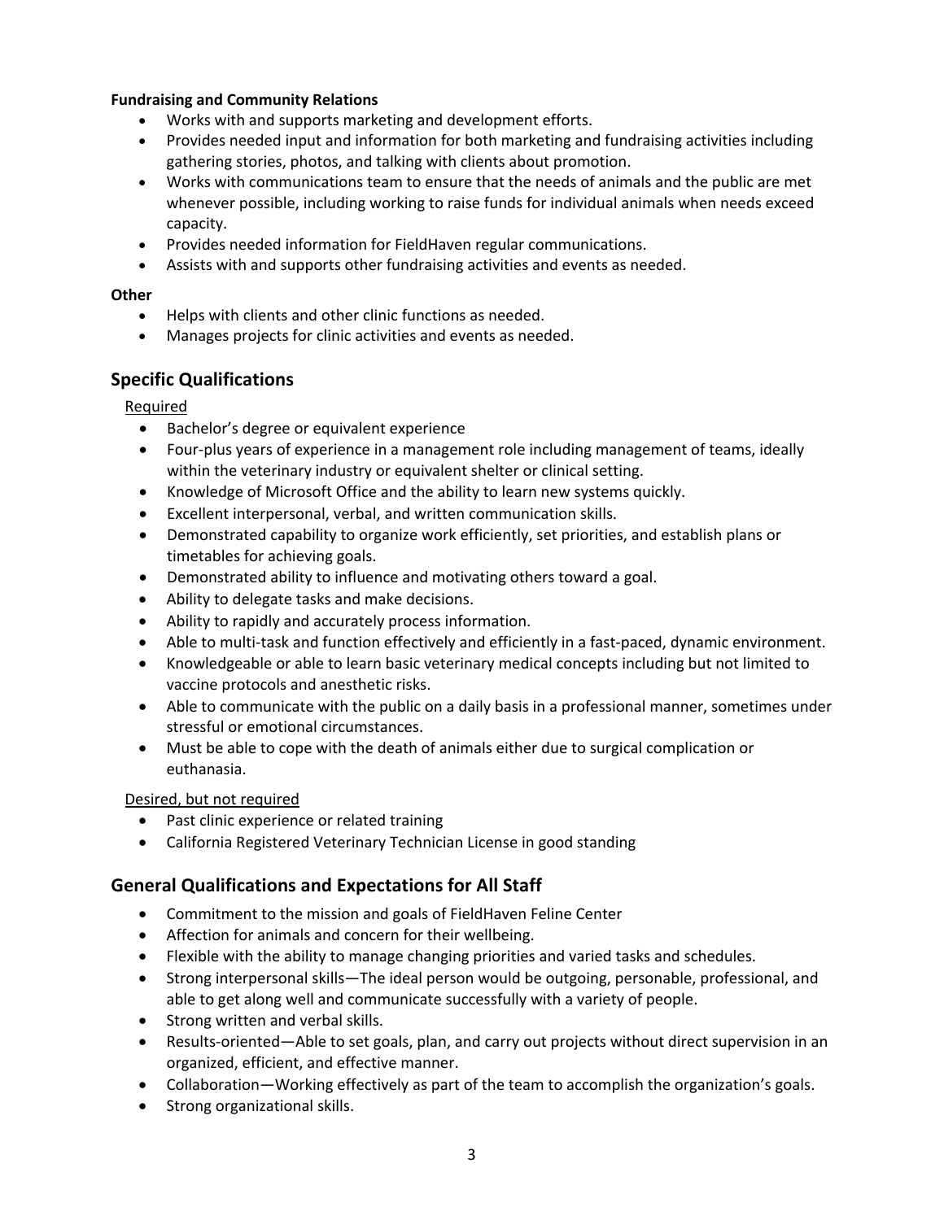**Fundraising and Community Relations**

- Works with and supports marketing and development efforts.
- Provides needed input and information for both marketing and fundraising activities including gathering stories, photos, and talking with clients about promotion.
- Works with communications team to ensure that the needs of animals and the public are met whenever possible, including working to raise funds for individual animals when needs exceed capacity.
- Provides needed information for FieldHaven regular communications.
- Assists with and supports other fundraising activities and events as needed.

**Other**

- Helps with clients and other clinic functions as needed.
- Manages projects for clinic activities and events as needed.

## Specific Qualifications

Required

- Bachelor's degree or equivalent experience
- Four-plus years of experience in a management role including management of teams, ideally within the veterinary industry or equivalent shelter or clinical setting.
- Knowledge of Microsoft Office and the ability to learn new systems quickly.
- Excellent interpersonal, verbal, and written communication skills.
- Demonstrated capability to organize work efficiently, set priorities, and establish plans or timetables for achieving goals.
- Demonstrated ability to influence and motivating others toward a goal.
- Ability to delegate tasks and make decisions.
- Ability to rapidly and accurately process information.
- Able to multi-task and function effectively and efficiently in a fast-paced, dynamic environment.
- Knowledgeable or able to learn basic veterinary medical concepts including but not limited to vaccine protocols and anesthetic risks.
- Able to communicate with the public on a daily basis in a professional manner, sometimes under stressful or emotional circumstances.
- Must be able to cope with the death of animals either due to surgical complication or euthanasia.

Desired, but not required

- Past clinic experience or related training
- California Registered Veterinary Technician License in good standing

## General Qualifications and Expectations for All Staff

- Commitment to the mission and goals of FieldHaven Feline Center
- Affection for animals and concern for their wellbeing.
- Flexible with the ability to manage changing priorities and varied tasks and schedules.
- Strong interpersonal skills—The ideal person would be outgoing, personable, professional, and able to get along well and communicate successfully with a variety of people.
- Strong written and verbal skills.
- Results-oriented—Able to set goals, plan, and carry out projects without direct supervision in an organized, efficient, and effective manner.
- Collaboration—Working effectively as part of the team to accomplish the organization's goals.
- Strong organizational skills.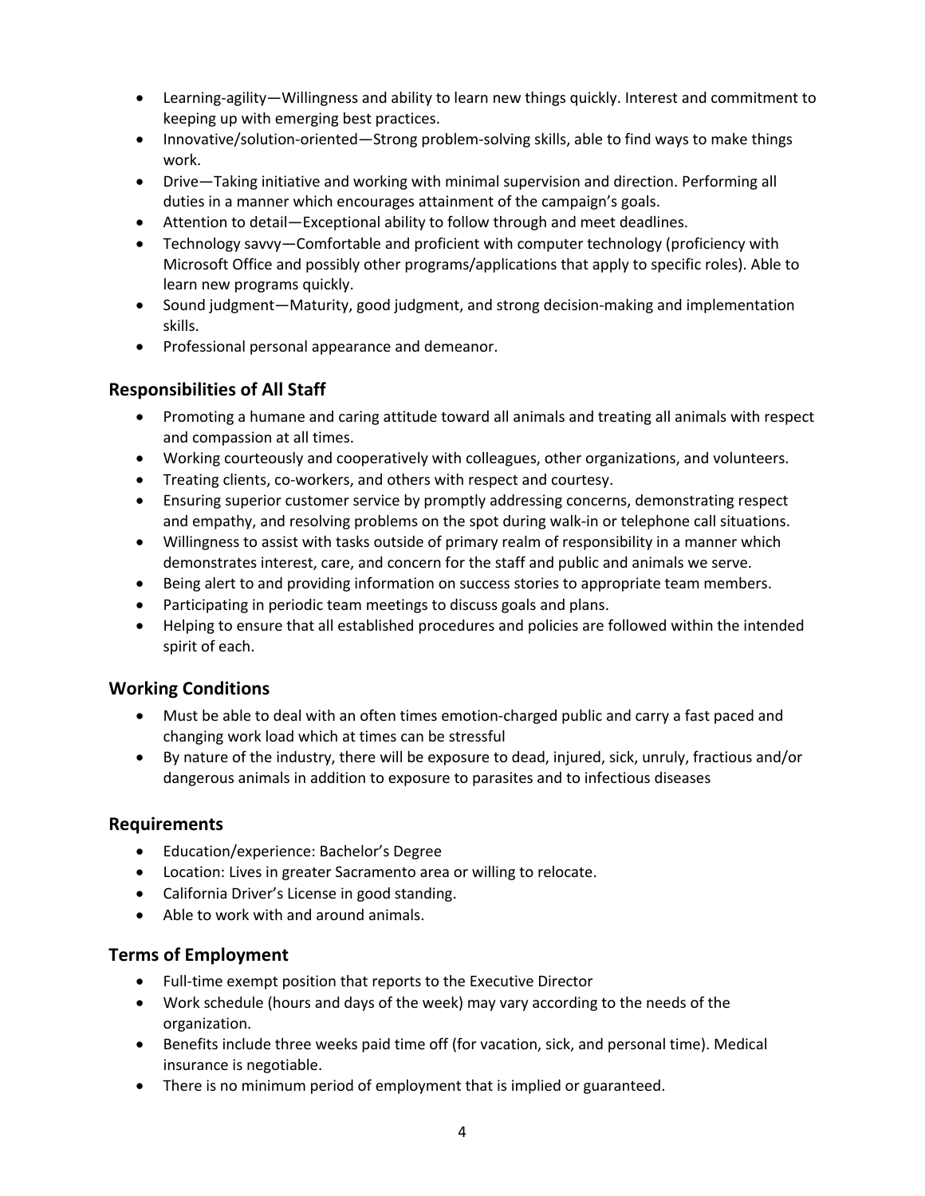- Learning-agility—Willingness and ability to learn new things quickly. Interest and commitment to keeping up with emerging best practices.
- Innovative/solution-oriented—Strong problem-solving skills, able to find ways to make things work.
- Drive—Taking initiative and working with minimal supervision and direction. Performing all duties in a manner which encourages attainment of the campaign's goals.
- Attention to detail—Exceptional ability to follow through and meet deadlines.
- Technology savvy—Comfortable and proficient with computer technology (proficiency with Microsoft Office and possibly other programs/applications that apply to specific roles). Able to learn new programs quickly.
- Sound judgment—Maturity, good judgment, and strong decision-making and implementation skills.
- Professional personal appearance and demeanor.

## Responsibilities of All Staff

- Promoting a humane and caring attitude toward all animals and treating all animals with respect and compassion at all times.
- Working courteously and cooperatively with colleagues, other organizations, and volunteers.
- Treating clients, co-workers, and others with respect and courtesy.
- Ensuring superior customer service by promptly addressing concerns, demonstrating respect and empathy, and resolving problems on the spot during walk-in or telephone call situations.
- Willingness to assist with tasks outside of primary realm of responsibility in a manner which demonstrates interest, care, and concern for the staff and public and animals we serve.
- Being alert to and providing information on success stories to appropriate team members.
- Participating in periodic team meetings to discuss goals and plans.
- Helping to ensure that all established procedures and policies are followed within the intended spirit of each.

## Working Conditions

- Must be able to deal with an often times emotion-charged public and carry a fast paced and changing work load which at times can be stressful
- By nature of the industry, there will be exposure to dead, injured, sick, unruly, fractious and/or dangerous animals in addition to exposure to parasites and to infectious diseases

## Requirements

- Education/experience: Bachelor's Degree
- Location: Lives in greater Sacramento area or willing to relocate.
- California Driver's License in good standing.
- Able to work with and around animals.

## Terms of Employment

- Full-time exempt position that reports to the Executive Director
- Work schedule (hours and days of the week) may vary according to the needs of the organization.
- Benefits include three weeks paid time off (for vacation, sick, and personal time). Medical insurance is negotiable.
- There is no minimum period of employment that is implied or guaranteed.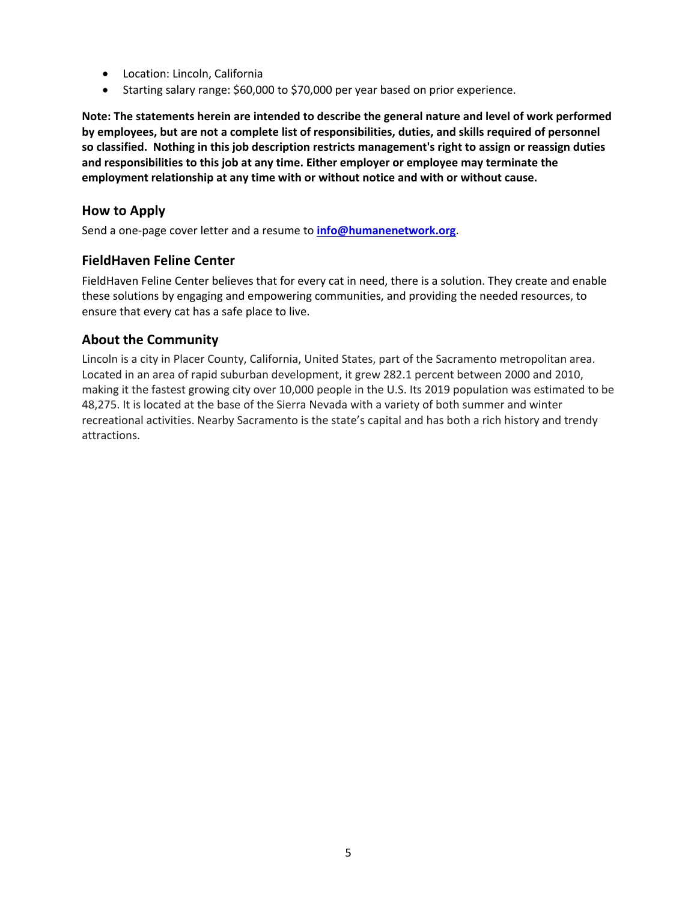- Location: Lincoln, California
- Starting salary range: $60,000 to $70,000 per year based on prior experience.

**Note: The statements herein are intended to describe the general nature and level of work performed by employees, but are not a complete list of responsibilities, duties, and skills required of personnel so classified. Nothing in this job description restricts management's right to assign or reassign duties and responsibilities to this job at any time. Either employer or employee may terminate the employment relationship at any time with or without notice and with or without cause.**

## How to Apply

Send a one-page cover letter and a resume to **info@humanenetwork.org**.

## FieldHaven Feline Center

FieldHaven Feline Center believes that for every cat in need, there is a solution. They create and enable these solutions by engaging and empowering communities, and providing the needed resources, to ensure that every cat has a safe place to live.

## About the Community

Lincoln is a city in Placer County, California, United States, part of the Sacramento metropolitan area. Located in an area of rapid suburban development, it grew 282.1 percent between 2000 and 2010, making it the fastest growing city over 10,000 people in the U.S. Its 2019 population was estimated to be 48,275. It is located at the base of the Sierra Nevada with a variety of both summer and winter recreational activities. Nearby Sacramento is the state's capital and has both a rich history and trendy attractions.